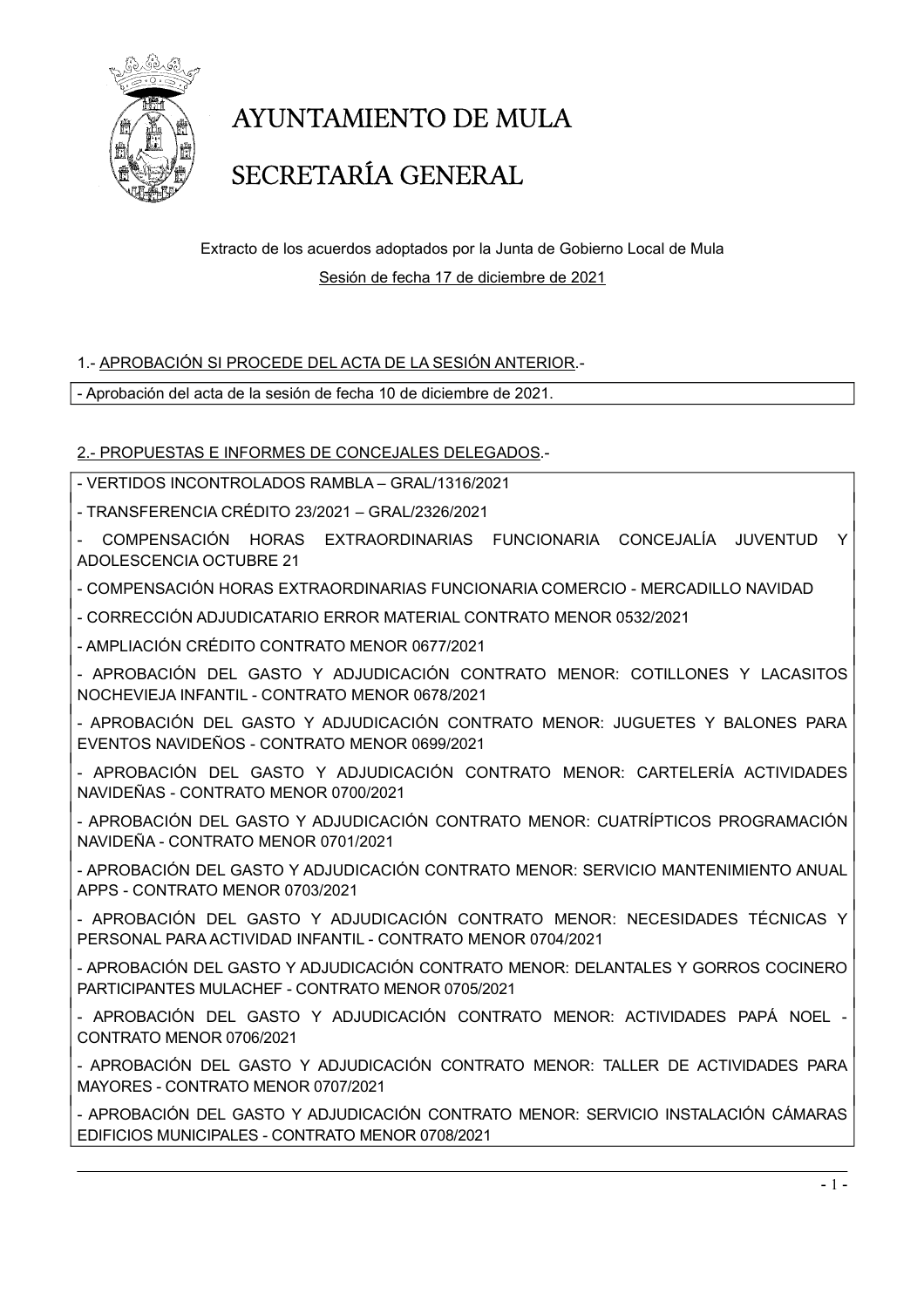# AYUNTAMIENTO DE MULA

# SECRETARÍA GENERAL

Extracto de los acuerdos adoptados por la Junta de Gobierno Local de Mula

Sesión de fecha 17 de diciembre de 2021

## 1.- APROBACIÓN SI PROCEDE DEL ACTA DE LA SESIÓN ANTERIOR.-

- Aprobación del acta de la sesión de fecha 10 de diciembre de 2021.

## 2.- PROPUESTAS E INFORMES DE CONCEJALES DELEGADOS.-

- VERTIDOS INCONTROLADOS RAMBLA – GRAL/1316/2021
- TRANSFERENCIA CRÉDITO 23/2021 – GRAL/2326/2021
- COMPENSACIÓN HORAS EXTRAORDINARIAS FUNCIONARIA CONCEJALÍA JUVENTUD Y ADOLESCENCIA OCTUBRE 21
- COMPENSACIÓN HORAS EXTRAORDINARIAS FUNCIONARIA COMERCIO - MERCADILLO NAVIDAD
- CORRECCIÓN ADJUDICATARIO ERROR MATERIAL CONTRATO MENOR 0532/2021
- AMPLIACIÓN CRÉDITO CONTRATO MENOR 0677/2021
- APROBACIÓN DEL GASTO Y ADJUDICACIÓN CONTRATO MENOR: COTILLONES Y LACASITOS NOCHEVIEJA INFANTIL - CONTRATO MENOR 0678/2021
- APROBACIÓN DEL GASTO Y ADJUDICACIÓN CONTRATO MENOR: JUGUETES Y BALONES PARA EVENTOS NAVIDEÑOS - CONTRATO MENOR 0699/2021
- APROBACIÓN DEL GASTO Y ADJUDICACIÓN CONTRATO MENOR: CARTELERÍA ACTIVIDADES NAVIDEÑAS - CONTRATO MENOR 0700/2021
- APROBACIÓN DEL GASTO Y ADJUDICACIÓN CONTRATO MENOR: CUATRÍPTICOS PROGRAMACIÓN NAVIDEÑA - CONTRATO MENOR 0701/2021
- APROBACIÓN DEL GASTO Y ADJUDICACIÓN CONTRATO MENOR: SERVICIO MANTENIMIENTO ANUAL APPS - CONTRATO MENOR 0703/2021
- APROBACIÓN DEL GASTO Y ADJUDICACIÓN CONTRATO MENOR: NECESIDADES TÉCNICAS Y PERSONAL PARA ACTIVIDAD INFANTIL - CONTRATO MENOR 0704/2021
- APROBACIÓN DEL GASTO Y ADJUDICACIÓN CONTRATO MENOR: DELANTALES Y GORROS COCINERO PARTICIPANTES MULACHEF - CONTRATO MENOR 0705/2021
- APROBACIÓN DEL GASTO Y ADJUDICACIÓN CONTRATO MENOR: ACTIVIDADES PAPÁ NOEL - CONTRATO MENOR 0706/2021
- APROBACIÓN DEL GASTO Y ADJUDICACIÓN CONTRATO MENOR: TALLER DE ACTIVIDADES PARA MAYORES - CONTRATO MENOR 0707/2021
- APROBACIÓN DEL GASTO Y ADJUDICACIÓN CONTRATO MENOR: SERVICIO INSTALACIÓN CÁMARAS EDIFICIOS MUNICIPALES - CONTRATO MENOR 0708/2021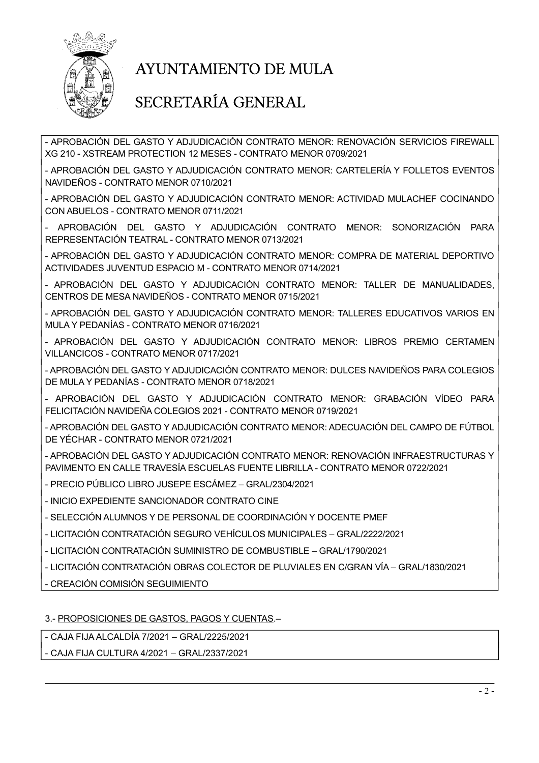- APROBACIÓN DEL GASTO Y ADJUDICACIÓN CONTRATO MENOR: RENOVACIÓN SERVICIOS FIREWALL XG 210 - XSTREAM PROTECTION 12 MESES - CONTRATO MENOR 0709/2021

- APROBACIÓN DEL GASTO Y ADJUDICACIÓN CONTRATO MENOR: CARTELERÍA Y FOLLETOS EVENTOS NAVIDEÑOS - CONTRATO MENOR 0710/2021

- APROBACIÓN DEL GASTO Y ADJUDICACIÓN CONTRATO MENOR: ACTIVIDAD MULACHEF COCINANDO CON ABUELOS - CONTRATO MENOR 0711/2021

- APROBACIÓN DEL GASTO Y ADJUDICACIÓN CONTRATO MENOR: SONORIZACIÓN PARA REPRESENTACIÓN TEATRAL - CONTRATO MENOR 0713/2021

- APROBACIÓN DEL GASTO Y ADJUDICACIÓN CONTRATO MENOR: COMPRA DE MATERIAL DEPORTIVO ACTIVIDADES JUVENTUD ESPACIO M - CONTRATO MENOR 0714/2021

- APROBACIÓN DEL GASTO Y ADJUDICACIÓN CONTRATO MENOR: TALLER DE MANUALIDADES, CENTROS DE MESA NAVIDEÑOS - CONTRATO MENOR 0715/2021

- APROBACIÓN DEL GASTO Y ADJUDICACIÓN CONTRATO MENOR: TALLERES EDUCATIVOS VARIOS EN MULA Y PEDANÍAS - CONTRATO MENOR 0716/2021

- APROBACIÓN DEL GASTO Y ADJUDICACIÓN CONTRATO MENOR: LIBROS PREMIO CERTAMEN VILLANCICOS - CONTRATO MENOR 0717/2021

- APROBACIÓN DEL GASTO Y ADJUDICACIÓN CONTRATO MENOR: DULCES NAVIDEÑOS PARA COLEGIOS DE MULA Y PEDANÍAS - CONTRATO MENOR 0718/2021

- APROBACIÓN DEL GASTO Y ADJUDICACIÓN CONTRATO MENOR: GRABACIÓN VÍDEO PARA FELICITACIÓN NAVIDEÑA COLEGIOS 2021 - CONTRATO MENOR 0719/2021

- APROBACIÓN DEL GASTO Y ADJUDICACIÓN CONTRATO MENOR: ADECUACIÓN DEL CAMPO DE FÚTBOL DE YÉCHAR - CONTRATO MENOR 0721/2021

- APROBACIÓN DEL GASTO Y ADJUDICACIÓN CONTRATO MENOR: RENOVACIÓN INFRAESTRUCTURAS Y PAVIMENTO EN CALLE TRAVESÍA ESCUELAS FUENTE LIBRILLA - CONTRATO MENOR 0722/2021

- PRECIO PÚBLICO LIBRO JUSEPE ESCÁMEZ – GRAL/2304/2021

- INICIO EXPEDIENTE SANCIONADOR CONTRATO CINE

- SELECCIÓN ALUMNOS Y DE PERSONAL DE COORDINACIÓN Y DOCENTE PMEF

- LICITACIÓN CONTRATACIÓN SEGURO VEHÍCULOS MUNICIPALES – GRAL/2222/2021

- LICITACIÓN CONTRATACIÓN SUMINISTRO DE COMBUSTIBLE – GRAL/1790/2021

- LICITACIÓN CONTRATACIÓN OBRAS COLECTOR DE PLUVIALES EN C/GRAN VÍA – GRAL/1830/2021

- CREACIÓN COMISIÓN SEGUIMIENTO

3.- PROPOSICIONES DE GASTOS, PAGOS Y CUENTAS.–

- CAJA FIJA ALCALDÍA 7/2021 – GRAL/2225/2021

- CAJA FIJA CULTURA 4/2021 – GRAL/2337/2021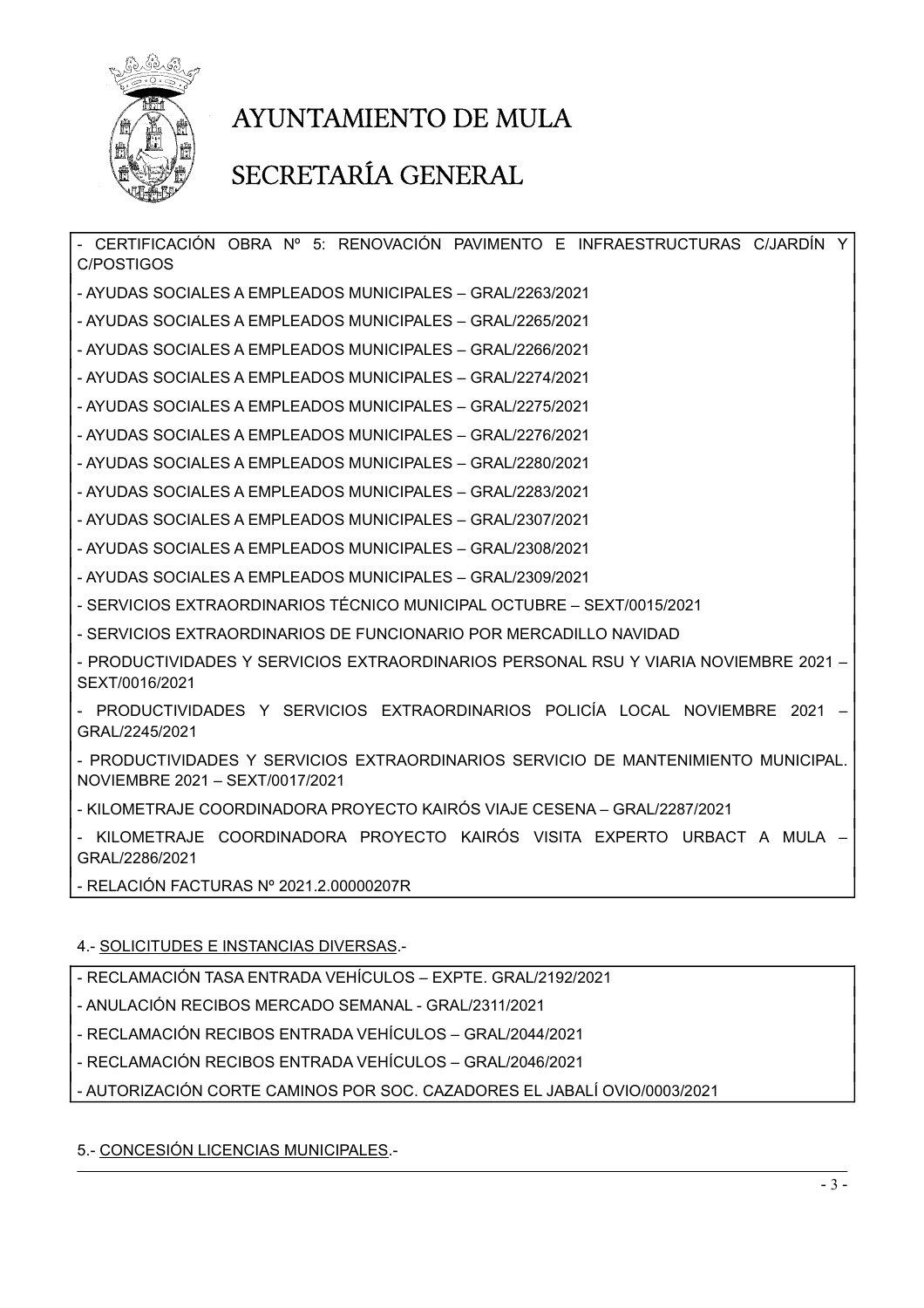- CERTIFICACIÓN OBRA Nº 5: RENOVACIÓN PAVIMENTO E INFRAESTRUCTURAS C/JARDÍN Y C/POSTIGOS

- AYUDAS SOCIALES A EMPLEADOS MUNICIPALES – GRAL/2263/2021

- AYUDAS SOCIALES A EMPLEADOS MUNICIPALES – GRAL/2265/2021

- AYUDAS SOCIALES A EMPLEADOS MUNICIPALES – GRAL/2266/2021

- AYUDAS SOCIALES A EMPLEADOS MUNICIPALES – GRAL/2274/2021

- AYUDAS SOCIALES A EMPLEADOS MUNICIPALES – GRAL/2275/2021

- AYUDAS SOCIALES A EMPLEADOS MUNICIPALES – GRAL/2276/2021

- AYUDAS SOCIALES A EMPLEADOS MUNICIPALES – GRAL/2280/2021

- AYUDAS SOCIALES A EMPLEADOS MUNICIPALES – GRAL/2283/2021

- AYUDAS SOCIALES A EMPLEADOS MUNICIPALES – GRAL/2307/2021

- AYUDAS SOCIALES A EMPLEADOS MUNICIPALES – GRAL/2308/2021

- AYUDAS SOCIALES A EMPLEADOS MUNICIPALES – GRAL/2309/2021

- SERVICIOS EXTRAORDINARIOS TÉCNICO MUNICIPAL OCTUBRE – SEXT/0015/2021

- SERVICIOS EXTRAORDINARIOS DE FUNCIONARIO POR MERCADILLO NAVIDAD

- PRODUCTIVIDADES Y SERVICIOS EXTRAORDINARIOS PERSONAL RSU Y VIARIA NOVIEMBRE 2021 – SEXT/0016/2021

- PRODUCTIVIDADES Y SERVICIOS EXTRAORDINARIOS POLICÍA LOCAL NOVIEMBRE 2021 – GRAL/2245/2021

- PRODUCTIVIDADES Y SERVICIOS EXTRAORDINARIOS SERVICIO DE MANTENIMIENTO MUNICIPAL. NOVIEMBRE 2021 – SEXT/0017/2021

- KILOMETRAJE COORDINADORA PROYECTO KAIRÓS VIAJE CESENA – GRAL/2287/2021

- KILOMETRAJE COORDINADORA PROYECTO KAIRÓS VISITA EXPERTO URBACT A MULA – GRAL/2286/2021

- RELACIÓN FACTURAS Nº 2021.2.00000207R

4.- <u>SOLICITUDES E INSTANCIAS DIVERSAS</u>.-

- RECLAMACIÓN TASA ENTRADA VEHÍCULOS – EXPTE. GRAL/2192/2021

- ANULACIÓN RECIBOS MERCADO SEMANAL - GRAL/2311/2021

- RECLAMACIÓN RECIBOS ENTRADA VEHÍCULOS – GRAL/2044/2021

- RECLAMACIÓN RECIBOS ENTRADA VEHÍCULOS – GRAL/2046/2021

- AUTORIZACIÓN CORTE CAMINOS POR SOC. CAZADORES EL JABALÍ OVIO/0003/2021

5.- <u>CONCESIÓN LICENCIAS MUNICIPALES</u>.-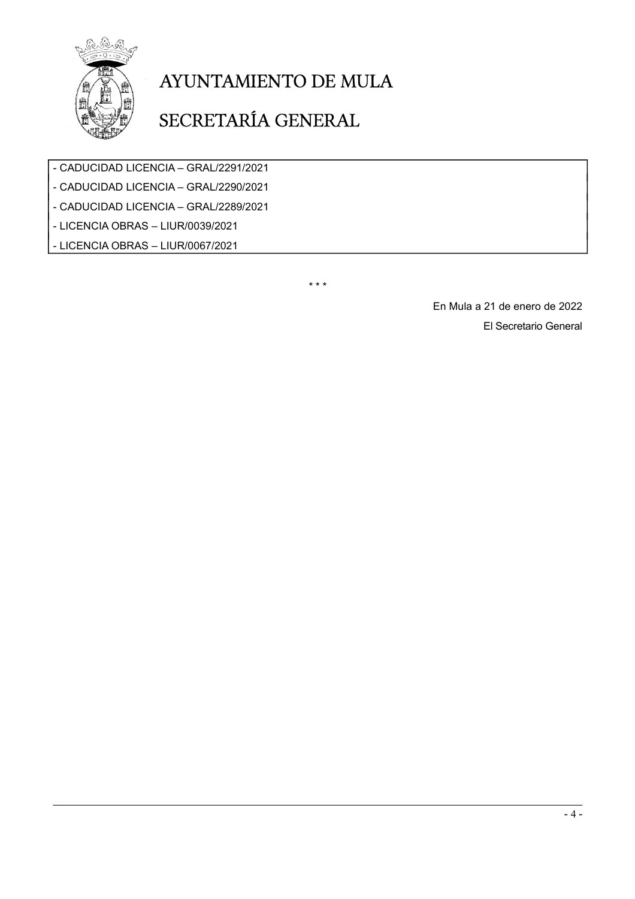# AYUNTAMIENTO DE MULA

# SECRETARÍA GENERAL

- CADUCIDAD LICENCIA – GRAL/2291/2021
- CADUCIDAD LICENCIA – GRAL/2290/2021
- CADUCIDAD LICENCIA – GRAL/2289/2021
- LICENCIA OBRAS – LIUR/0039/2021
- LICENCIA OBRAS – LIUR/0067/2021

\* \* \*

En Mula a 21 de enero de 2022

El Secretario General